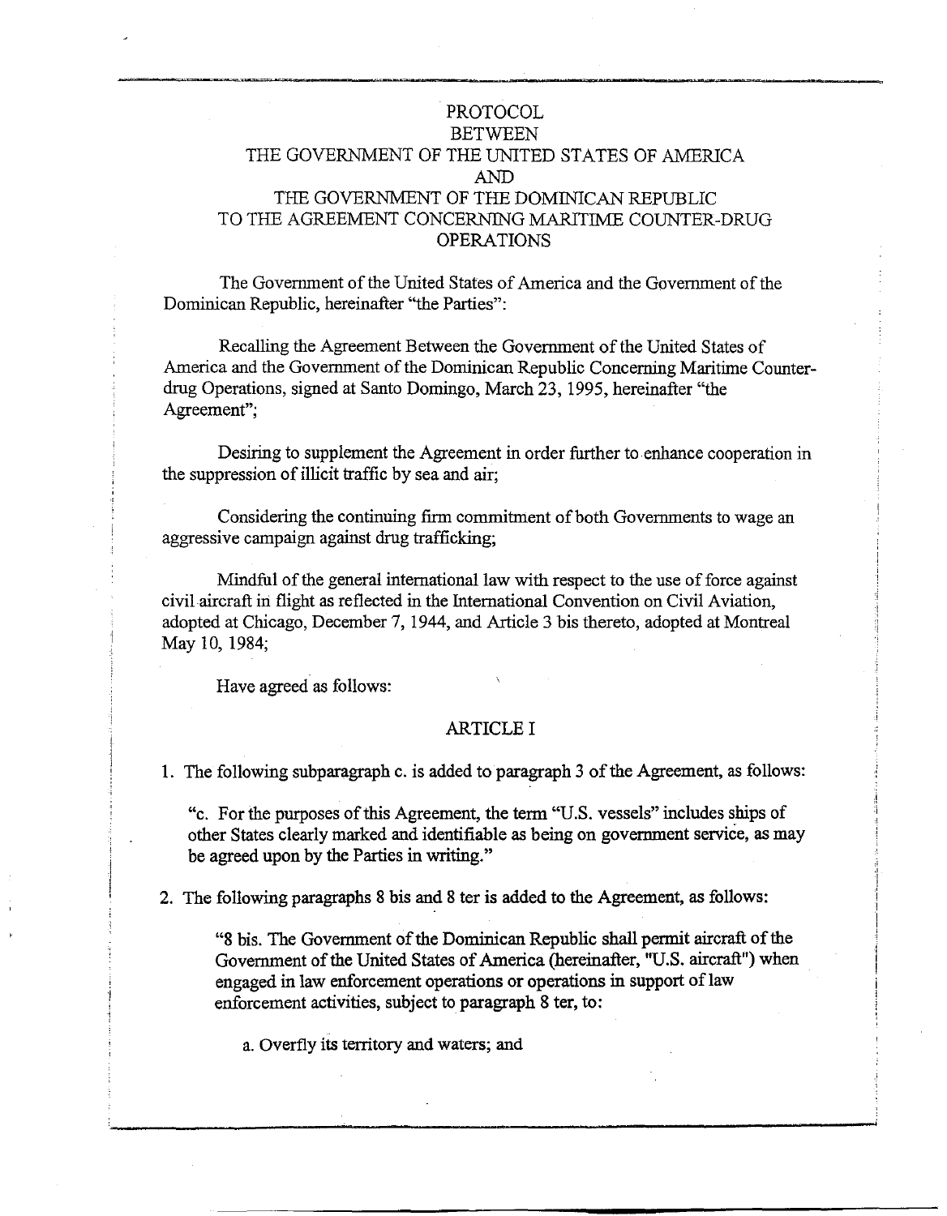# PROTOCOL
# BETWEEN
# THE GOVERNMENT OF THE UNITED STATES OF AMERICA
# AND
# THE GOVERNMENT OF THE DOMINICAN REPUBLIC
# TO THE AGREEMENT CONCERNING MARITIME COUNTER-DRUG OPERATIONS

The Government of the United States of America and the Government of the Dominican Republic, hereinafter "the Parties":

Recalling the Agreement Between the Government of the United States of America and the Government of the Dominican Republic Concerning Maritime Counter-drug Operations, signed at Santo Domingo, March 23, 1995, hereinafter "the Agreement";

Desiring to supplement the Agreement in order further to enhance cooperation in the suppression of illicit traffic by sea and air;

Considering the continuing firm commitment of both Governments to wage an aggressive campaign against drug trafficking;

Mindful of the general international law with respect to the use of force against civil aircraft in flight as reflected in the International Convention on Civil Aviation, adopted at Chicago, December 7, 1944, and Article 3 bis thereto, adopted at Montreal May 10, 1984;

Have agreed as follows:

## ARTICLE I

1. The following subparagraph c. is added to paragraph 3 of the Agreement, as follows:

   "c. For the purposes of this Agreement, the term "U.S. vessels" includes ships of other States clearly marked and identifiable as being on government service, as may be agreed upon by the Parties in writing."

2. The following paragraphs 8 bis and 8 ter is added to the Agreement, as follows:

   "8 bis. The Government of the Dominican Republic shall permit aircraft of the Government of the United States of America (hereinafter, "U.S. aircraft") when engaged in law enforcement operations or operations in support of law enforcement activities, subject to paragraph 8 ter, to:

   a. Overfly its territory and waters; and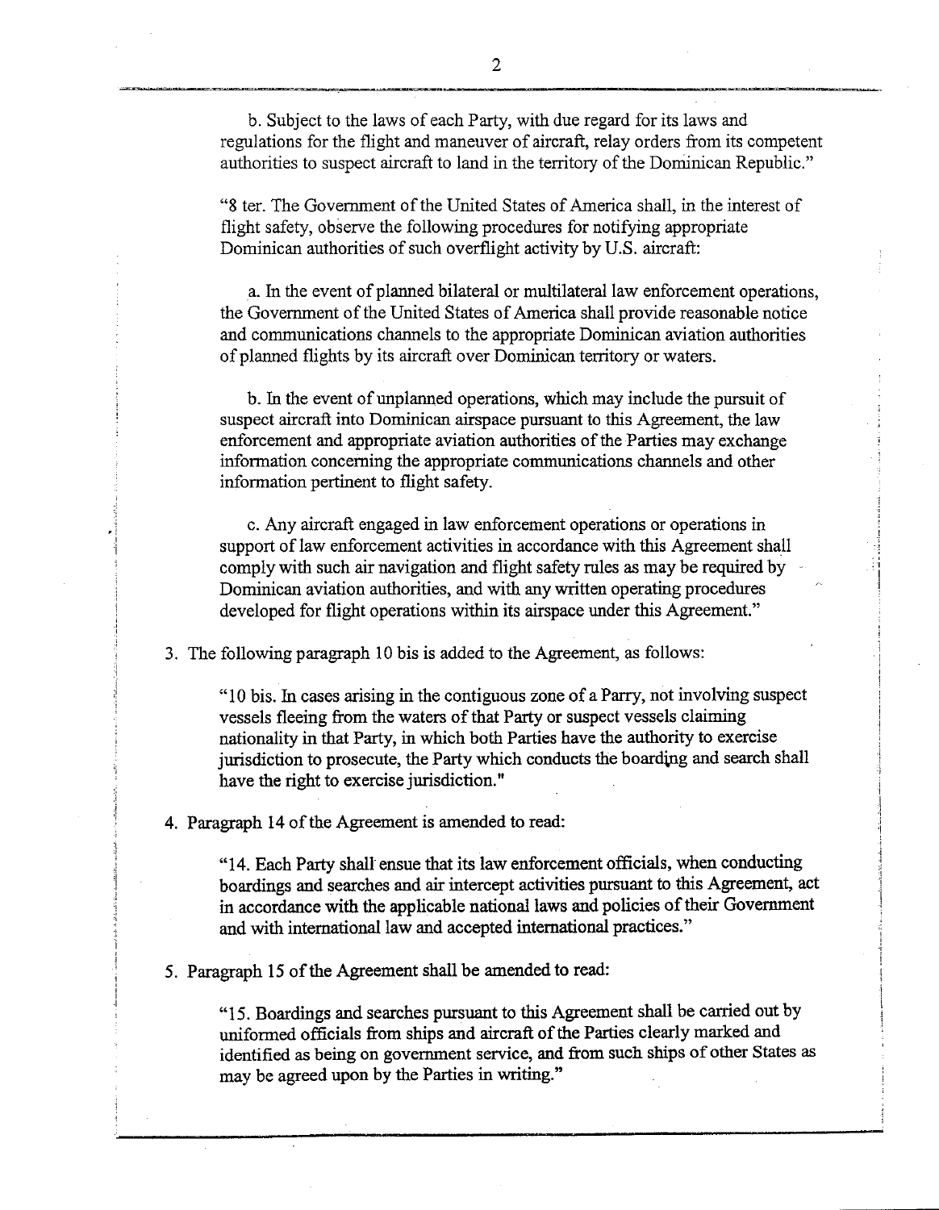b. Subject to the laws of each Party, with due regard for its laws and regulations for the flight and maneuver of aircraft, relay orders from its competent authorities to suspect aircraft to land in the territory of the Dominican Republic."

"8 ter. The Government of the United States of America shall, in the interest of flight safety, observe the following procedures for notifying appropriate Dominican authorities of such overflight activity by U.S. aircraft:

a. In the event of planned bilateral or multilateral law enforcement operations, the Government of the United States of America shall provide reasonable notice and communications channels to the appropriate Dominican aviation authorities of planned flights by its aircraft over Dominican territory or waters.

b. In the event of unplanned operations, which may include the pursuit of suspect aircraft into Dominican airspace pursuant to this Agreement, the law enforcement and appropriate aviation authorities of the Parties may exchange information concerning the appropriate communications channels and other information pertinent to flight safety.

c. Any aircraft engaged in law enforcement operations or operations in support of law enforcement activities in accordance with this Agreement shall comply with such air navigation and flight safety rules as may be required by Dominican aviation authorities, and with any written operating procedures developed for flight operations within its airspace under this Agreement."

3. The following paragraph 10 bis is added to the Agreement, as follows:

"10 bis. In cases arising in the contiguous zone of a Parry, not involving suspect vessels fleeing from the waters of that Party or suspect vessels claiming nationality in that Party, in which both Parties have the authority to exercise jurisdiction to prosecute, the Party which conducts the boarding and search shall have the right to exercise jurisdiction."

4. Paragraph 14 of the Agreement is amended to read:

"14. Each Party shall ensue that its law enforcement officials, when conducting boardings and searches and air intercept activities pursuant to this Agreement, act in accordance with the applicable national laws and policies of their Government and with international law and accepted international practices."

5. Paragraph 15 of the Agreement shall be amended to read:

"15. Boardings and searches pursuant to this Agreement shall be carried out by uniformed officials from ships and aircraft of the Parties clearly marked and identified as being on government service, and from such ships of other States as may be agreed upon by the Parties in writing."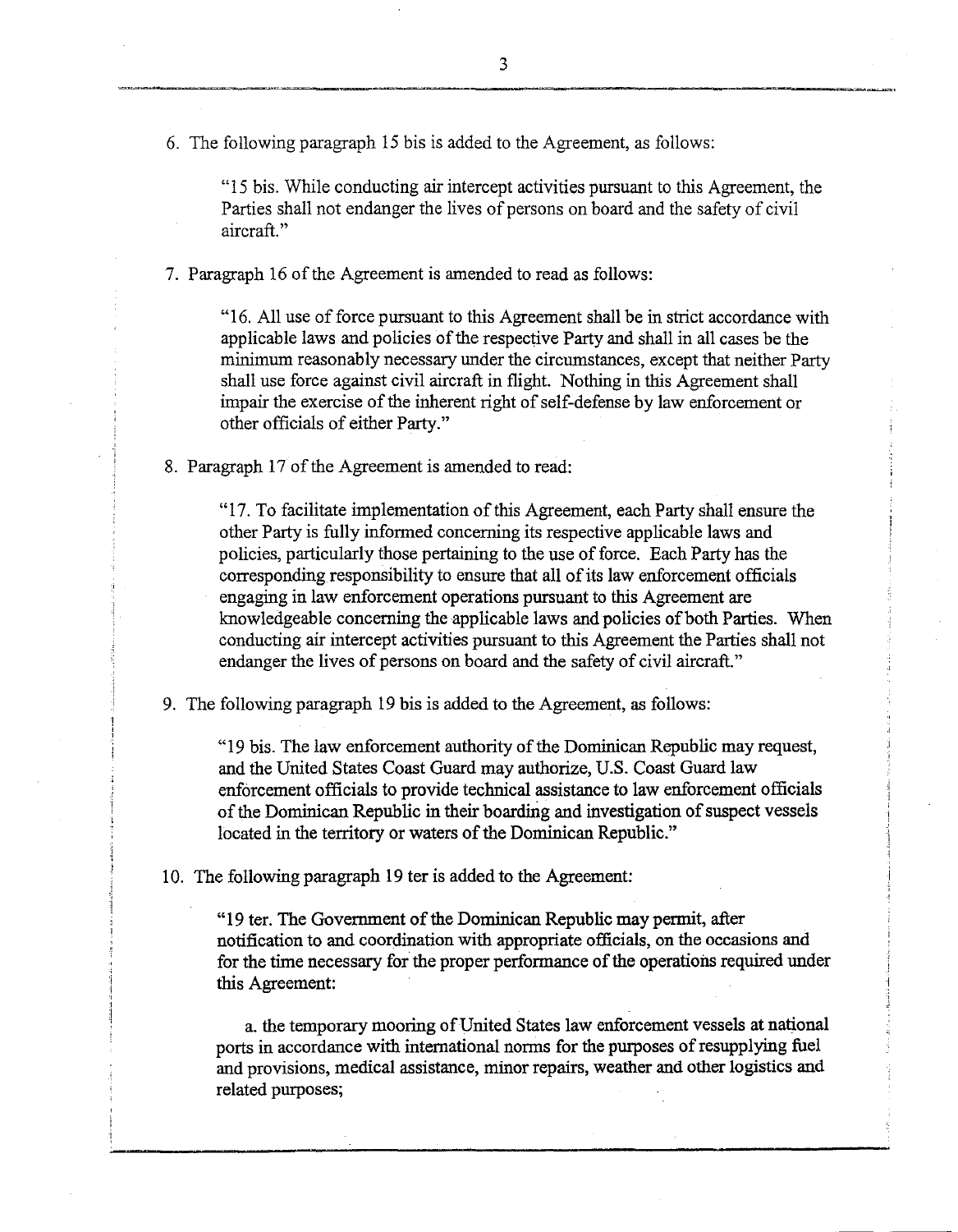6. The following paragraph 15 bis is added to the Agreement, as follows:

> "15 bis. While conducting air intercept activities pursuant to this Agreement, the Parties shall not endanger the lives of persons on board and the safety of civil aircraft."

7. Paragraph 16 of the Agreement is amended to read as follows:

> "16. All use of force pursuant to this Agreement shall be in strict accordance with applicable laws and policies of the respective Party and shall in all cases be the minimum reasonably necessary under the circumstances, except that neither Party shall use force against civil aircraft in flight. Nothing in this Agreement shall impair the exercise of the inherent right of self-defense by law enforcement or other officials of either Party."

8. Paragraph 17 of the Agreement is amended to read:

> "17. To facilitate implementation of this Agreement, each Party shall ensure the other Party is fully informed concerning its respective applicable laws and policies, particularly those pertaining to the use of force. Each Party has the corresponding responsibility to ensure that all of its law enforcement officials engaging in law enforcement operations pursuant to this Agreement are knowledgeable concerning the applicable laws and policies of both Parties. When conducting air intercept activities pursuant to this Agreement the Parties shall not endanger the lives of persons on board and the safety of civil aircraft."

9. The following paragraph 19 bis is added to the Agreement, as follows:

> "19 bis. The law enforcement authority of the Dominican Republic may request, and the United States Coast Guard may authorize, U.S. Coast Guard law enforcement officials to provide technical assistance to law enforcement officials of the Dominican Republic in their boarding and investigation of suspect vessels located in the territory or waters of the Dominican Republic."

10. The following paragraph 19 ter is added to the Agreement:

> "19 ter. The Government of the Dominican Republic may permit, after notification to and coordination with appropriate officials, on the occasions and for the time necessary for the proper performance of the operations required under this Agreement:
>
> a. the temporary mooring of United States law enforcement vessels at national ports in accordance with international norms for the purposes of resupplying fuel and provisions, medical assistance, minor repairs, weather and other logistics and related purposes;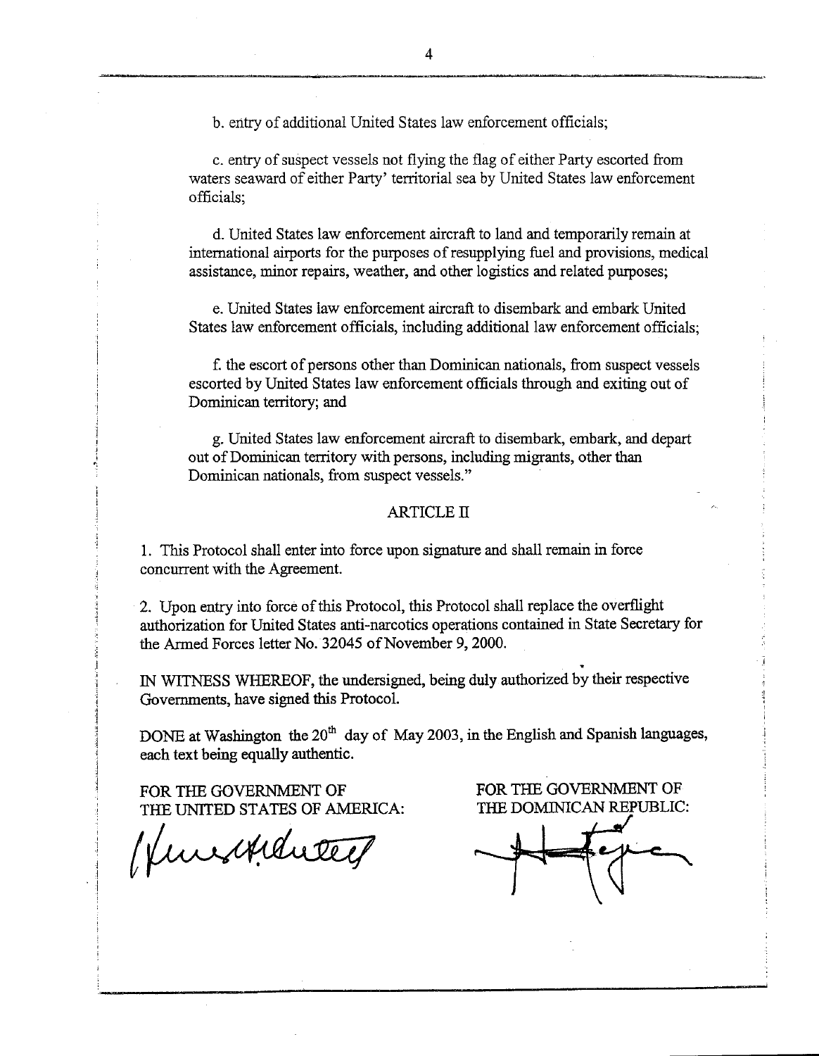b. entry of additional United States law enforcement officials;

c. entry of suspect vessels not flying the flag of either Party escorted from waters seaward of either Party' territorial sea by United States law enforcement officials;

d. United States law enforcement aircraft to land and temporarily remain at international airports for the purposes of resupplying fuel and provisions, medical assistance, minor repairs, weather, and other logistics and related purposes;

e. United States law enforcement aircraft to disembark and embark United States law enforcement officials, including additional law enforcement officials;

f. the escort of persons other than Dominican nationals, from suspect vessels escorted by United States law enforcement officials through and exiting out of Dominican territory; and

g. United States law enforcement aircraft to disembark, embark, and depart out of Dominican territory with persons, including migrants, other than Dominican nationals, from suspect vessels."

## ARTICLE II

1. This Protocol shall enter into force upon signature and shall remain in force concurrent with the Agreement.

2. Upon entry into force of this Protocol, this Protocol shall replace the overflight authorization for United States anti-narcotics operations contained in State Secretary for the Armed Forces letter No. 32045 of November 9, 2000.

IN WITNESS WHEREOF, the undersigned, being duly authorized by their respective Governments, have signed this Protocol.

DONE at Washington the 20th day of May 2003, in the English and Spanish languages, each text being equally authentic.

FOR THE GOVERNMENT OF THE UNITED STATES OF AMERICA:

FOR THE GOVERNMENT OF THE DOMINICAN REPUBLIC: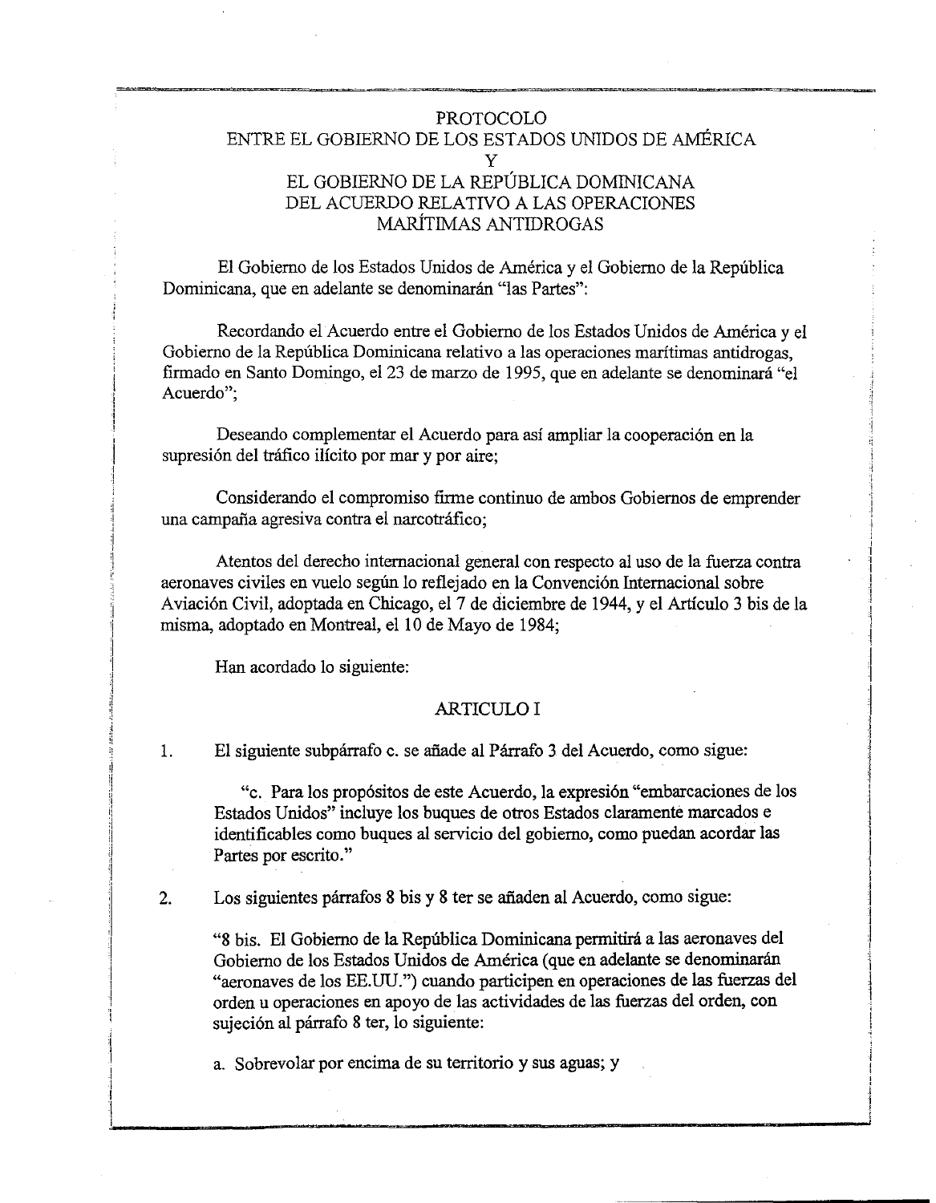# PROTOCOLO ENTRE EL GOBIERNO DE LOS ESTADOS UNIDOS DE AMÉRICA Y EL GOBIERNO DE LA REPÚBLICA DOMINICANA DEL ACUERDO RELATIVO A LAS OPERACIONES MARÍTIMAS ANTIDROGAS

El Gobierno de los Estados Unidos de América y el Gobierno de la República Dominicana, que en adelante se denominarán "las Partes":

Recordando el Acuerdo entre el Gobierno de los Estados Unidos de América y el Gobierno de la República Dominicana relativo a las operaciones marítimas antidrogas, firmado en Santo Domingo, el 23 de marzo de 1995, que en adelante se denominará "el Acuerdo";

Deseando complementar el Acuerdo para así ampliar la cooperación en la supresión del tráfico ilícito por mar y por aire;

Considerando el compromiso firme continuo de ambos Gobiernos de emprender una campaña agresiva contra el narcotráfico;

Atentos del derecho internacional general con respecto al uso de la fuerza contra aeronaves civiles en vuelo según lo reflejado en la Convención Internacional sobre Aviación Civil, adoptada en Chicago, el 7 de diciembre de 1944, y el Artículo 3 bis de la misma, adoptado en Montreal, el 10 de Mayo de 1984;

Han acordado lo siguiente:

## ARTICULO I

1. El siguiente subpárrafo c. se añade al Párrafo 3 del Acuerdo, como sigue:

   "c. Para los propósitos de este Acuerdo, la expresión "embarcaciones de los Estados Unidos" incluye los buques de otros Estados claramente marcados e identificables como buques al servicio del gobierno, como puedan acordar las Partes por escrito."

2. Los siguientes párrafos 8 bis y 8 ter se añaden al Acuerdo, como sigue:

   "8 bis. El Gobierno de la República Dominicana permitirá a las aeronaves del Gobierno de los Estados Unidos de América (que en adelante se denominarán "aeronaves de los EE.UU.") cuando participen en operaciones de las fuerzas del orden u operaciones en apoyo de las actividades de las fuerzas del orden, con sujeción al párrafo 8 ter, lo siguiente:

   a. Sobrevolar por encima de su territorio y sus aguas; y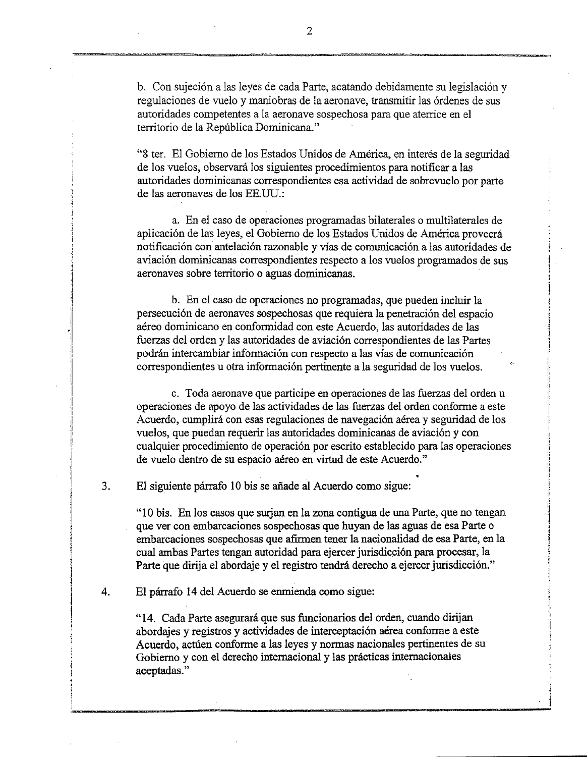b. Con sujeción a las leyes de cada Parte, acatando debidamente su legislación y regulaciones de vuelo y maniobras de la aeronave, transmitir las órdenes de sus autoridades competentes a la aeronave sospechosa para que aterrice en el territorio de la República Dominicana."

"8 ter. El Gobierno de los Estados Unidos de América, en interés de la seguridad de los vuelos, observará los siguientes procedimientos para notificar a las autoridades dominicanas correspondientes esa actividad de sobrevuelo por parte de las aeronaves de los EE.UU.:

a. En el caso de operaciones programadas bilaterales o multilaterales de aplicación de las leyes, el Gobierno de los Estados Unidos de América proveerá notificación con antelación razonable y vías de comunicación a las autoridades de aviación dominicanas correspondientes respecto a los vuelos programados de sus aeronaves sobre territorio o aguas dominicanas.

b. En el caso de operaciones no programadas, que pueden incluir la persecución de aeronaves sospechosas que requiera la penetración del espacio aéreo dominicano en conformidad con este Acuerdo, las autoridades de las fuerzas del orden y las autoridades de aviación correspondientes de las Partes podrán intercambiar información con respecto a las vías de comunicación correspondientes u otra información pertinente a la seguridad de los vuelos.

c. Toda aeronave que participe en operaciones de las fuerzas del orden u operaciones de apoyo de las actividades de las fuerzas del orden conforme a este Acuerdo, cumplirá con esas regulaciones de navegación aérea y seguridad de los vuelos, que puedan requerir las autoridades dominicanas de aviación y con cualquier procedimiento de operación por escrito establecido para las operaciones de vuelo dentro de su espacio aéreo en virtud de este Acuerdo."

3. El siguiente párrafo 10 bis se añade al Acuerdo como sigue:

"10 bis. En los casos que surjan en la zona contigua de una Parte, que no tengan que ver con embarcaciones sospechosas que huyan de las aguas de esa Parte o embarcaciones sospechosas que afirmen tener la nacionalidad de esa Parte, en la cual ambas Partes tengan autoridad para ejercer jurisdicción para procesar, la Parte que dirija el abordaje y el registro tendrá derecho a ejercer jurisdicción."

4. El párrafo 14 del Acuerdo se enmienda como sigue:

"14. Cada Parte asegurará que sus funcionarios del orden, cuando dirijan abordajes y registros y actividades de interceptación aérea conforme a este Acuerdo, actúen conforme a las leyes y normas nacionales pertinentes de su Gobierno y con el derecho internacional y las prácticas internacionales aceptadas."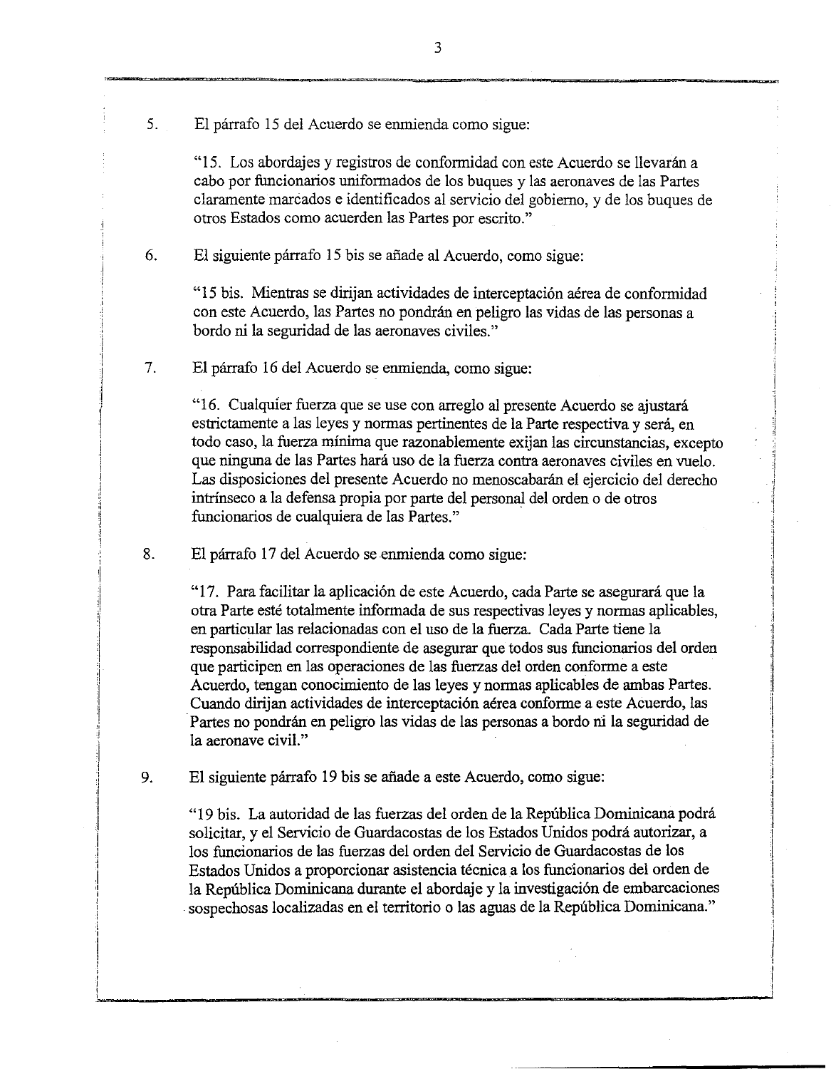5. El párrafo 15 del Acuerdo se enmienda como sigue:

> "15. Los abordajes y registros de conformidad con este Acuerdo se llevarán a cabo por funcionarios uniformados de los buques y las aeronaves de las Partes claramente marcados e identificados al servicio del gobierno, y de los buques de otros Estados como acuerden las Partes por escrito."

6. El siguiente párrafo 15 bis se añade al Acuerdo, como sigue:

> "15 bis. Mientras se dirijan actividades de interceptación aérea de conformidad con este Acuerdo, las Partes no pondrán en peligro las vidas de las personas a bordo ni la seguridad de las aeronaves civiles."

7. El párrafo 16 del Acuerdo se enmienda, como sigue:

> "16. Cualquier fuerza que se use con arreglo al presente Acuerdo se ajustará estrictamente a las leyes y normas pertinentes de la Parte respectiva y será, en todo caso, la fuerza mínima que razonablemente exijan las circunstancias, excepto que ninguna de las Partes hará uso de la fuerza contra aeronaves civiles en vuelo. Las disposiciones del presente Acuerdo no menoscabarán el ejercicio del derecho intrínseco a la defensa propia por parte del personal del orden o de otros funcionarios de cualquiera de las Partes."

8. El párrafo 17 del Acuerdo se enmienda como sigue:

> "17. Para facilitar la aplicación de este Acuerdo, cada Parte se asegurará que la otra Parte esté totalmente informada de sus respectivas leyes y normas aplicables, en particular las relacionadas con el uso de la fuerza. Cada Parte tiene la responsabilidad correspondiente de asegurar que todos sus funcionarios del orden que participen en las operaciones de las fuerzas del orden conforme a este Acuerdo, tengan conocimiento de las leyes y normas aplicables de ambas Partes. Cuando dirijan actividades de interceptación aérea conforme a este Acuerdo, las Partes no pondrán en peligro las vidas de las personas a bordo ni la seguridad de la aeronave civil."

9. El siguiente párrafo 19 bis se añade a este Acuerdo, como sigue:

> "19 bis. La autoridad de las fuerzas del orden de la República Dominicana podrá solicitar, y el Servicio de Guardacostas de los Estados Unidos podrá autorizar, a los funcionarios de las fuerzas del orden del Servicio de Guardacostas de los Estados Unidos a proporcionar asistencia técnica a los funcionarios del orden de la República Dominicana durante el abordaje y la investigación de embarcaciones sospechosas localizadas en el territorio o las aguas de la República Dominicana."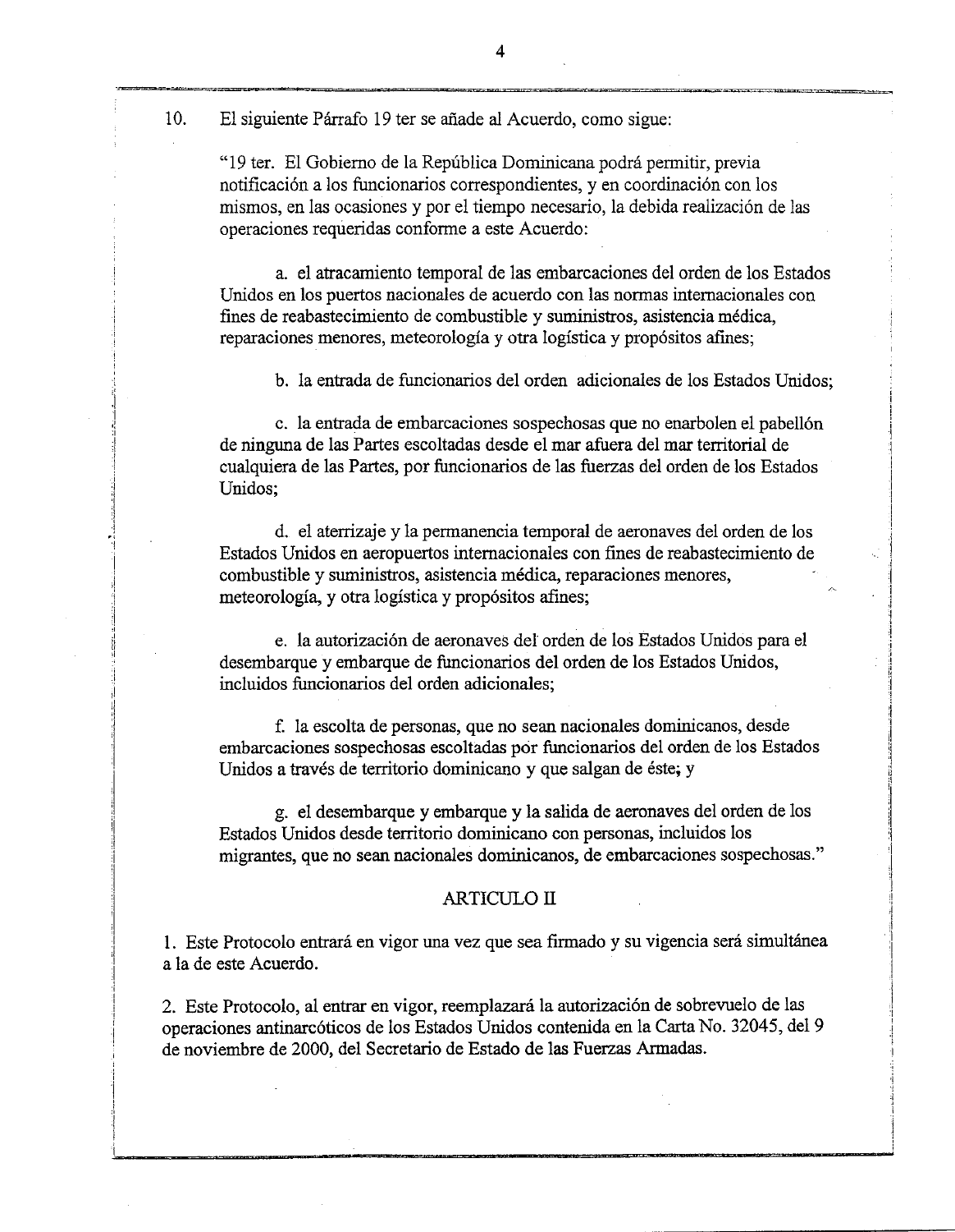10. El siguiente Párrafo 19 ter se añade al Acuerdo, como sigue:

> "19 ter. El Gobierno de la República Dominicana podrá permitir, previa notificación a los funcionarios correspondientes, y en coordinación con los mismos, en las ocasiones y por el tiempo necesario, la debida realización de las operaciones requeridas conforme a este Acuerdo:
>
> a. el atracamiento temporal de las embarcaciones del orden de los Estados Unidos en los puertos nacionales de acuerdo con las normas internacionales con fines de reabastecimiento de combustible y suministros, asistencia médica, reparaciones menores, meteorología y otra logística y propósitos afines;
>
> b. la entrada de funcionarios del orden adicionales de los Estados Unidos;
>
> c. la entrada de embarcaciones sospechosas que no enarbolen el pabellón de ninguna de las Partes escoltadas desde el mar afuera del mar territorial de cualquiera de las Partes, por funcionarios de las fuerzas del orden de los Estados Unidos;
>
> d. el aterrizaje y la permanencia temporal de aeronaves del orden de los Estados Unidos en aeropuertos internacionales con fines de reabastecimiento de combustible y suministros, asistencia médica, reparaciones menores, meteorología, y otra logística y propósitos afines;
>
> e. la autorización de aeronaves del orden de los Estados Unidos para el desembarque y embarque de funcionarios del orden de los Estados Unidos, incluidos funcionarios del orden adicionales;
>
> f. la escolta de personas, que no sean nacionales dominicanos, desde embarcaciones sospechosas escoltadas por funcionarios del orden de los Estados Unidos a través de territorio dominicano y que salgan de éste; y
>
> g. el desembarque y embarque y la salida de aeronaves del orden de los Estados Unidos desde territorio dominicano con personas, incluidos los migrantes, que no sean nacionales dominicanos, de embarcaciones sospechosas."

## ARTICULO II

1. Este Protocolo entrará en vigor una vez que sea firmado y su vigencia será simultánea a la de este Acuerdo.

2. Este Protocolo, al entrar en vigor, reemplazará la autorización de sobrevuelo de las operaciones antinarcóticos de los Estados Unidos contenida en la Carta No. 32045, del 9 de noviembre de 2000, del Secretario de Estado de las Fuerzas Armadas.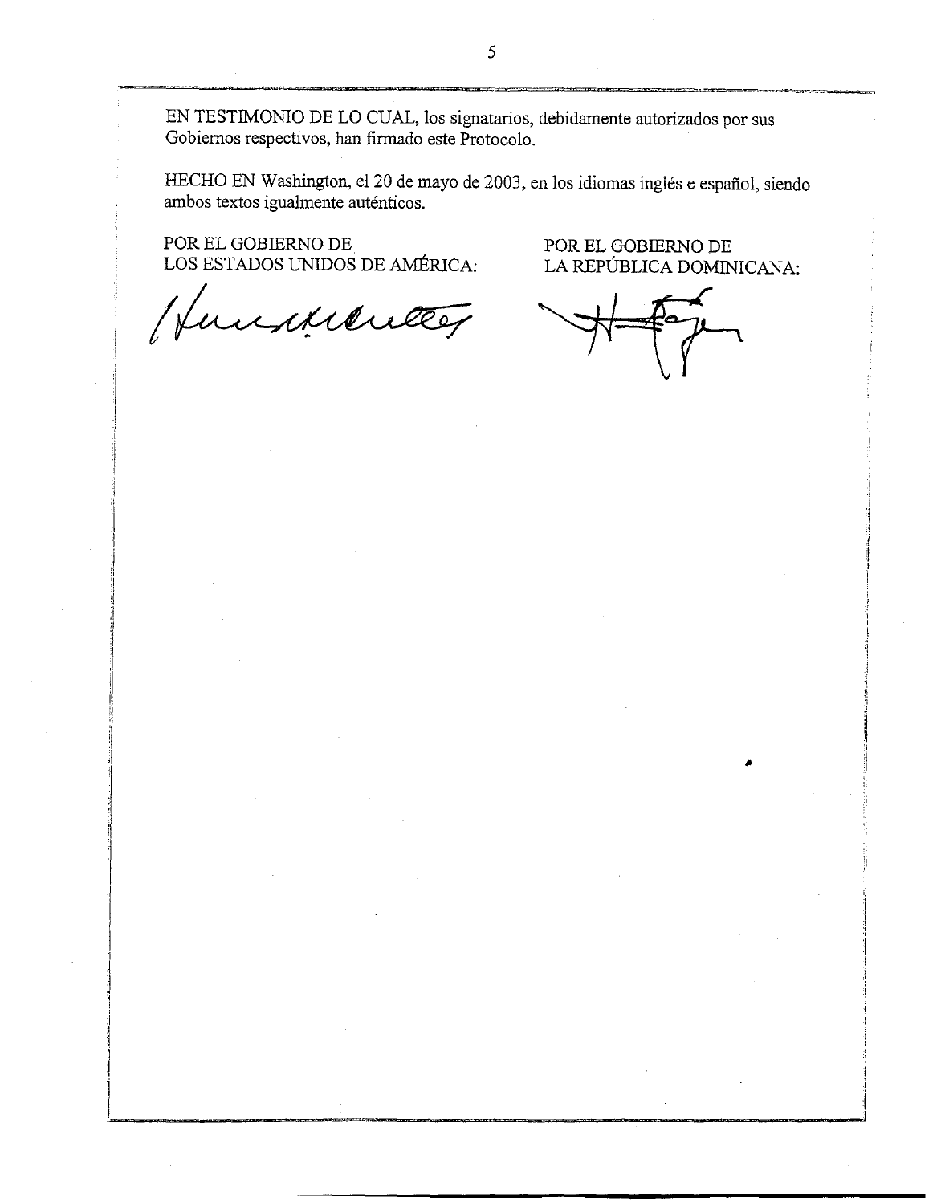EN TESTIMONIO DE LO CUAL, los signatarios, debidamente autorizados por sus Gobiernos respectivos, han firmado este Protocolo.

HECHO EN Washington, el 20 de mayo de 2003, en los idiomas inglés e español, siendo ambos textos igualmente auténticos.

| POR EL GOBIERNO DE LOS ESTADOS UNIDOS DE AMÉRICA: | POR EL GOBIERNO DE LA REPÚBLICA DOMINICANA: |
| --- | --- |